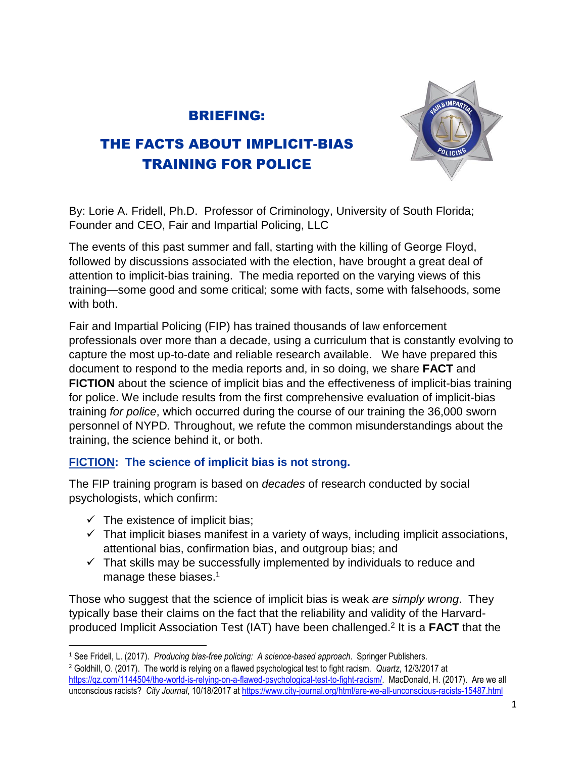# BRIEFING:

# THE FACTS ABOUT IMPLICIT-BIAS TRAINING FOR POLICE

By: Lorie A. Fridell, Ph.D. Professor of Criminology, University of South Florida; Founder and CEO, Fair and Impartial Policing, LLC

The events of this past summer and fall, starting with the killing of George Floyd, followed by discussions associated with the election, have brought a great deal of attention to implicit-bias training. The media reported on the varying views of this training—some good and some critical; some with facts, some with falsehoods, some with both.

Fair and Impartial Policing (FIP) has trained thousands of law enforcement professionals over more than a decade, using a curriculum that is constantly evolving to capture the most up-to-date and reliable research available. We have prepared this document to respond to the media reports and, in so doing, we share **FACT** and **FICTION** about the science of implicit bias and the effectiveness of implicit-bias training for police. We include results from the first comprehensive evaluation of implicit-bias training *for police*, which occurred during the course of our training the 36,000 sworn personnel of NYPD. Throughout, we refute the common misunderstandings about the training, the science behind it, or both.

### FICTION: The science of implicit bias is not strong.

The FIP training program is based on *decades* of research conducted by social psychologists, which confirm:

- ✓ The existence of implicit bias;
- ✓ That implicit biases manifest in a variety of ways, including implicit associations, attentional bias, confirmation bias, and outgroup bias; and
- ✓ That skills may be successfully implemented by individuals to reduce and manage these biases.[1]

Those who suggest that the science of implicit bias is weak *are simply wrong*. They typically base their claims on the fact that the reliability and validity of the Harvard-produced Implicit Association Test (IAT) have been challenged.[2] It is a **FACT** that the

---

[1] See Fridell, L. (2017). *Producing bias-free policing: A science-based approach*. Springer Publishers.

[2] Goldhill, O. (2017). The world is relying on a flawed psychological test to fight racism. *Quartz*, 12/3/2017 at https://qz.com/1144504/the-world-is-relying-on-a-flawed-psychological-test-to-fight-racism/. MacDonald, H. (2017). Are we all unconscious racists? *City Journal*, 10/18/2017 at https://www.city-journal.org/html/are-we-all-unconscious-racists-15487.html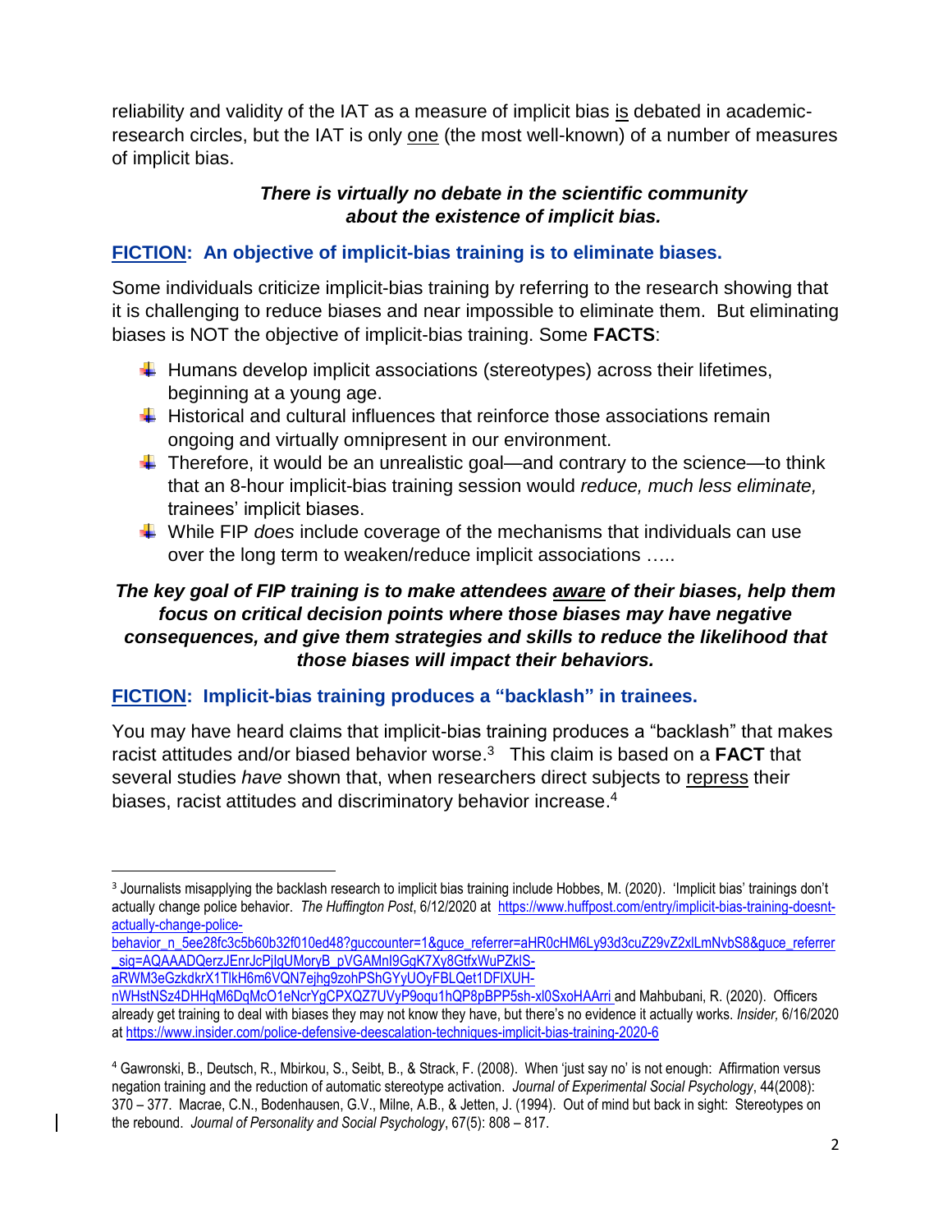reliability and validity of the IAT as a measure of implicit bias is debated in academic-research circles, but the IAT is only one (the most well-known) of a number of measures of implicit bias.

***There is virtually no debate in the scientific community about the existence of implicit bias.***

### FICTION: An objective of implicit-bias training is to eliminate biases.

Some individuals criticize implicit-bias training by referring to the research showing that it is challenging to reduce biases and near impossible to eliminate them. But eliminating biases is NOT the objective of implicit-bias training. Some **FACTS**:

- Humans develop implicit associations (stereotypes) across their lifetimes, beginning at a young age.
- Historical and cultural influences that reinforce those associations remain ongoing and virtually omnipresent in our environment.
- Therefore, it would be an unrealistic goal—and contrary to the science—to think that an 8-hour implicit-bias training session would *reduce, much less eliminate,* trainees' implicit biases.
- While FIP *does* include coverage of the mechanisms that individuals can use over the long term to weaken/reduce implicit associations …..

***The key goal of FIP training is to make attendees aware of their biases, help them focus on critical decision points where those biases may have negative consequences, and give them strategies and skills to reduce the likelihood that those biases will impact their behaviors.***

### FICTION: Implicit-bias training produces a "backlash" in trainees.

You may have heard claims that implicit-bias training produces a "backlash" that makes racist attitudes and/or biased behavior worse.[3] This claim is based on a **FACT** that several studies *have* shown that, when researchers direct subjects to repress their biases, racist attitudes and discriminatory behavior increase.[4]

---

[3] Journalists misapplying the backlash research to implicit bias training include Hobbes, M. (2020). 'Implicit bias' trainings don't actually change police behavior. *The Huffington Post*, 6/12/2020 at https://www.huffpost.com/entry/implicit-bias-training-doesnt-actually-change-police-behavior_n_5ee28fc3c5b60b32f010ed48?guccounter=1&guce_referrer=aHR0cHM6Ly93d3cuZ29vZ2xlLmNvbS8&guce_referrer_sig=AQAAADQerzJEnrJcPjlgUMoryB_pVGAMnl9GgK7Xy8GtfxWuPZklS-aRWM3eGzkdkrX1TlkH6m6VQN7ejhg9zohPShGYyUOyFBLQet1DFlXUH-nWHstNSz4DHHqM6DqMcO1eNcrYgCPXQZ7UVyP9oqu1hQP8pBPP5sh-xl0SxoHAArri and Mahbubani, R. (2020). Officers already get training to deal with biases they may not know they have, but there's no evidence it actually works. *Insider,* 6/16/2020 at https://www.insider.com/police-defensive-deescalation-techniques-implicit-bias-training-2020-6

[4] Gawronski, B., Deutsch, R., Mbirkou, S., Seibt, B., & Strack, F. (2008). When 'just say no' is not enough: Affirmation versus negation training and the reduction of automatic stereotype activation. *Journal of Experimental Social Psychology*, 44(2008): 370 – 377. Macrae, C.N., Bodenhausen, G.V., Milne, A.B., & Jetten, J. (1994). Out of mind but back in sight: Stereotypes on the rebound. *Journal of Personality and Social Psychology*, 67(5): 808 – 817.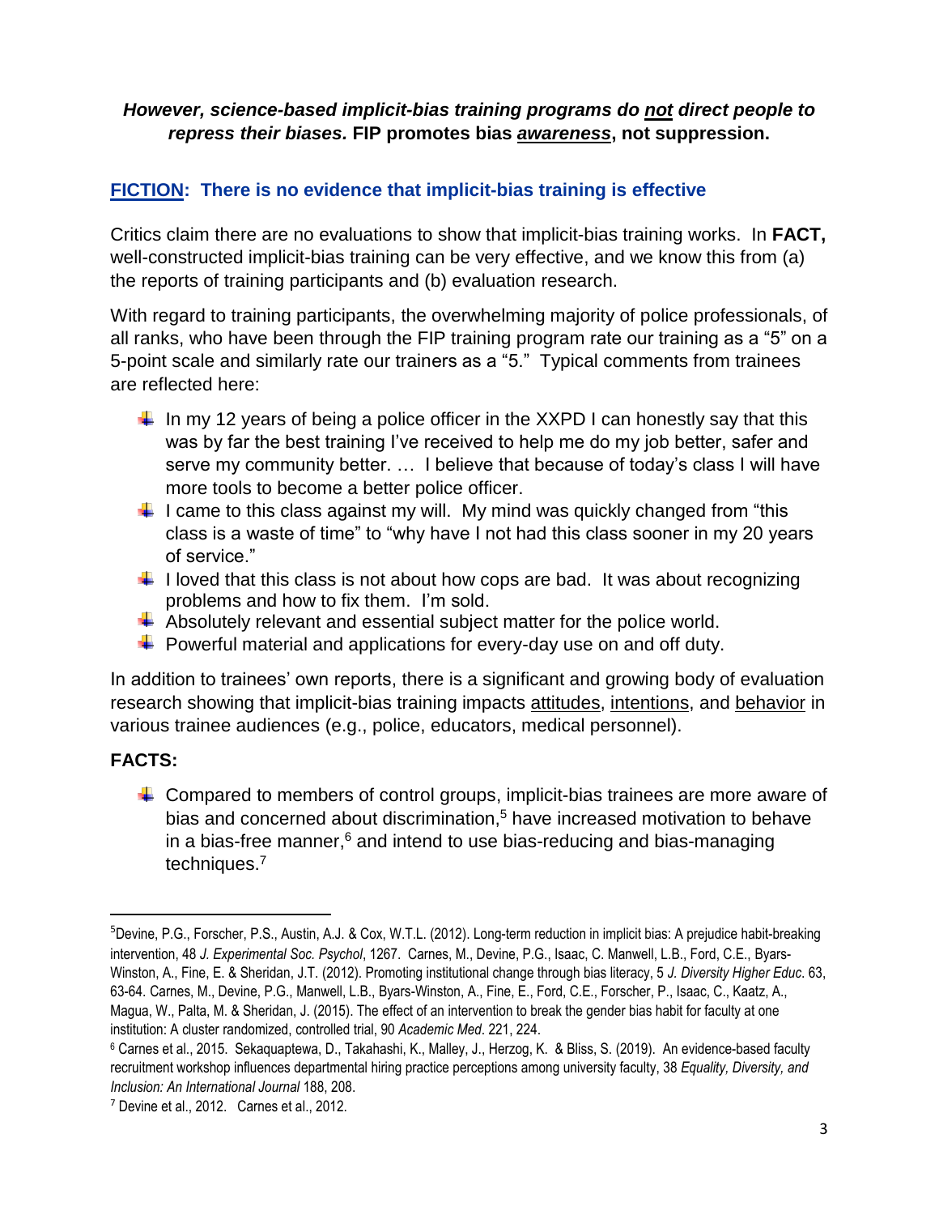***However, science-based implicit-bias training programs do not direct people to repress their biases.*** **FIP promotes bias *awareness*, not suppression.**

## FICTION: There is no evidence that implicit-bias training is effective

Critics claim there are no evaluations to show that implicit-bias training works. In **FACT,** well-constructed implicit-bias training can be very effective, and we know this from (a) the reports of training participants and (b) evaluation research.

With regard to training participants, the overwhelming majority of police professionals, of all ranks, who have been through the FIP training program rate our training as a "5" on a 5-point scale and similarly rate our trainers as a "5." Typical comments from trainees are reflected here:

- In my 12 years of being a police officer in the XXPD I can honestly say that this was by far the best training I've received to help me do my job better, safer and serve my community better. … I believe that because of today's class I will have more tools to become a better police officer.
- I came to this class against my will. My mind was quickly changed from "this class is a waste of time" to "why have I not had this class sooner in my 20 years of service."
- I loved that this class is not about how cops are bad. It was about recognizing problems and how to fix them. I'm sold.
- Absolutely relevant and essential subject matter for the police world.
- Powerful material and applications for every-day use on and off duty.

In addition to trainees' own reports, there is a significant and growing body of evaluation research showing that implicit-bias training impacts attitudes, intentions, and behavior in various trainee audiences (e.g., police, educators, medical personnel).

### FACTS:

- Compared to members of control groups, implicit-bias trainees are more aware of bias and concerned about discrimination,[5] have increased motivation to behave in a bias-free manner,[6] and intend to use bias-reducing and bias-managing techniques.[7]

---

[5] Devine, P.G., Forscher, P.S., Austin, A.J. & Cox, W.T.L. (2012). Long-term reduction in implicit bias: A prejudice habit-breaking intervention, 48 *J. Experimental Soc. Psychol*, 1267. Carnes, M., Devine, P.G., Isaac, C. Manwell, L.B., Ford, C.E., Byars-Winston, A., Fine, E. & Sheridan, J.T. (2012). Promoting institutional change through bias literacy, 5 *J. Diversity Higher Educ*. 63, 63-64. Carnes, M., Devine, P.G., Manwell, L.B., Byars-Winston, A., Fine, E., Ford, C.E., Forscher, P., Isaac, C., Kaatz, A., Magua, W., Palta, M. & Sheridan, J. (2015). The effect of an intervention to break the gender bias habit for faculty at one institution: A cluster randomized, controlled trial, 90 *Academic Med*. 221, 224.

[6] Carnes et al., 2015. Sekaquaptewa, D., Takahashi, K., Malley, J., Herzog, K. & Bliss, S. (2019). An evidence-based faculty recruitment workshop influences departmental hiring practice perceptions among university faculty, 38 *Equality, Diversity, and Inclusion: An International Journal* 188, 208.

[7] Devine et al., 2012. Carnes et al., 2012.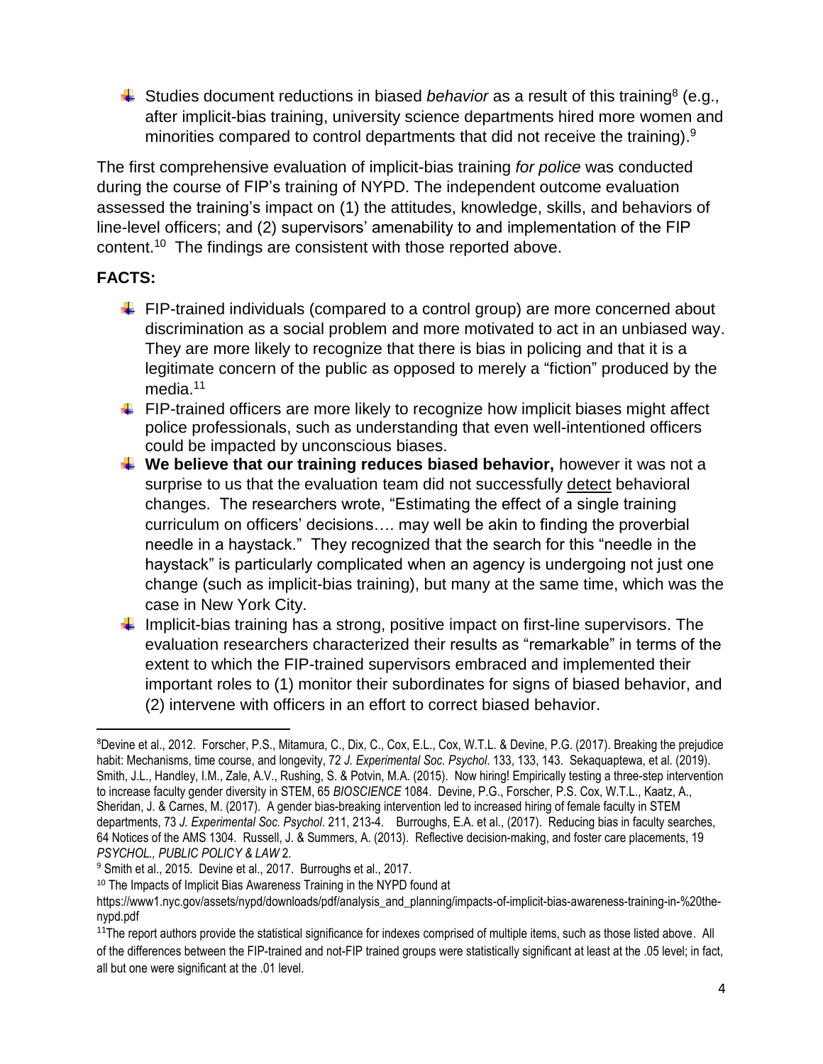- Studies document reductions in biased *behavior* as a result of this training[8] (e.g., after implicit-bias training, university science departments hired more women and minorities compared to control departments that did not receive the training).[9]

The first comprehensive evaluation of implicit-bias training *for police* was conducted during the course of FIP's training of NYPD. The independent outcome evaluation assessed the training's impact on (1) the attitudes, knowledge, skills, and behaviors of line-level officers; and (2) supervisors' amenability to and implementation of the FIP content.[10] The findings are consistent with those reported above.

**FACTS:**

- FIP-trained individuals (compared to a control group) are more concerned about discrimination as a social problem and more motivated to act in an unbiased way. They are more likely to recognize that there is bias in policing and that it is a legitimate concern of the public as opposed to merely a "fiction" produced by the media.[11]
- FIP-trained officers are more likely to recognize how implicit biases might affect police professionals, such as understanding that even well-intentioned officers could be impacted by unconscious biases.
- **We believe that our training reduces biased behavior,** however it was not a surprise to us that the evaluation team did not successfully <u>detect</u> behavioral changes. The researchers wrote, "Estimating the effect of a single training curriculum on officers' decisions…. may well be akin to finding the proverbial needle in a haystack." They recognized that the search for this "needle in the haystack" is particularly complicated when an agency is undergoing not just one change (such as implicit-bias training), but many at the same time, which was the case in New York City.
- Implicit-bias training has a strong, positive impact on first-line supervisors. The evaluation researchers characterized their results as "remarkable" in terms of the extent to which the FIP-trained supervisors embraced and implemented their important roles to (1) monitor their subordinates for signs of biased behavior, and (2) intervene with officers in an effort to correct biased behavior.

---

[8] Devine et al., 2012. Forscher, P.S., Mitamura, C., Dix, C., Cox, E.L., Cox, W.T.L. & Devine, P.G. (2017). Breaking the prejudice habit: Mechanisms, time course, and longevity, 72 *J. Experimental Soc. Psychol*. 133, 133, 143. Sekaquaptewa, et al. (2019). Smith, J.L., Handley, I.M., Zale, A.V., Rushing, S. & Potvin, M.A. (2015). Now hiring! Empirically testing a three-step intervention to increase faculty gender diversity in STEM, 65 *BIOSCIENCE* 1084. Devine, P.G., Forscher, P.S. Cox, W.T.L., Kaatz, A., Sheridan, J. & Carnes, M. (2017). A gender bias-breaking intervention led to increased hiring of female faculty in STEM departments, 73 *J. Experimental Soc. Psychol*. 211, 213-4. Burroughs, E.A. et al., (2017). Reducing bias in faculty searches, 64 Notices of the AMS 1304. Russell, J. & Summers, A. (2013). Reflective decision-making, and foster care placements, 19 *PSYCHOL., PUBLIC POLICY & LAW* 2.

[9] Smith et al., 2015. Devine et al., 2017. Burroughs et al., 2017.

[10] The Impacts of Implicit Bias Awareness Training in the NYPD found at https://www1.nyc.gov/assets/nypd/downloads/pdf/analysis_and_planning/impacts-of-implicit-bias-awareness-training-in-%20the-nypd.pdf

[11] The report authors provide the statistical significance for indexes comprised of multiple items, such as those listed above. All of the differences between the FIP-trained and not-FIP trained groups were statistically significant at least at the .05 level; in fact, all but one were significant at the .01 level.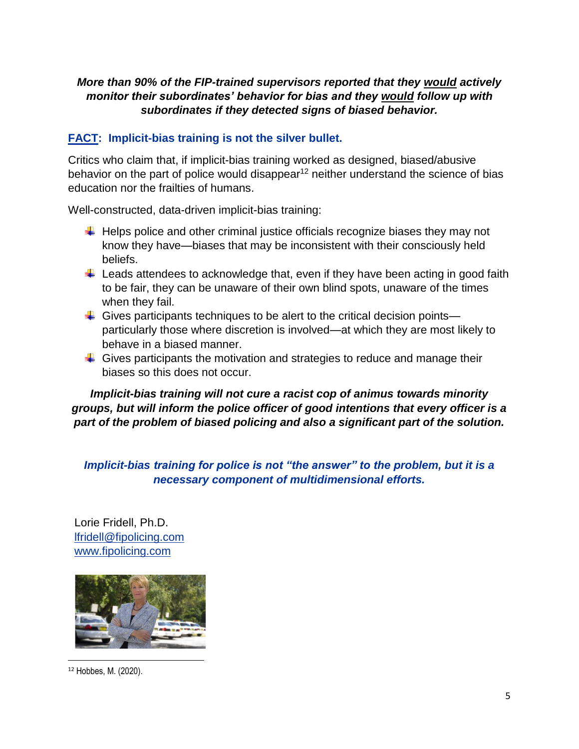***More than 90% of the FIP-trained supervisors reported that they would actively monitor their subordinates' behavior for bias and they would follow up with subordinates if they detected signs of biased behavior.***

## FACT: Implicit-bias training is not the silver bullet.

Critics who claim that, if implicit-bias training worked as designed, biased/abusive behavior on the part of police would disappear[12] neither understand the science of bias education nor the frailties of humans.

Well-constructed, data-driven implicit-bias training:

- Helps police and other criminal justice officials recognize biases they may not know they have—biases that may be inconsistent with their consciously held beliefs.
- Leads attendees to acknowledge that, even if they have been acting in good faith to be fair, they can be unaware of their own blind spots, unaware of the times when they fail.
- Gives participants techniques to be alert to the critical decision points—particularly those where discretion is involved—at which they are most likely to behave in a biased manner.
- Gives participants the motivation and strategies to reduce and manage their biases so this does not occur.

***Implicit-bias training will not cure a racist cop of animus towards minority groups, but will inform the police officer of good intentions that every officer is a part of the problem of biased policing and also a significant part of the solution.***

***Implicit-bias training for police is not "the answer" to the problem, but it is a necessary component of multidimensional efforts.***

Lorie Fridell, Ph.D.
lfridell@fipolicing.com
www.fipolicing.com

[12] Hobbes, M. (2020).